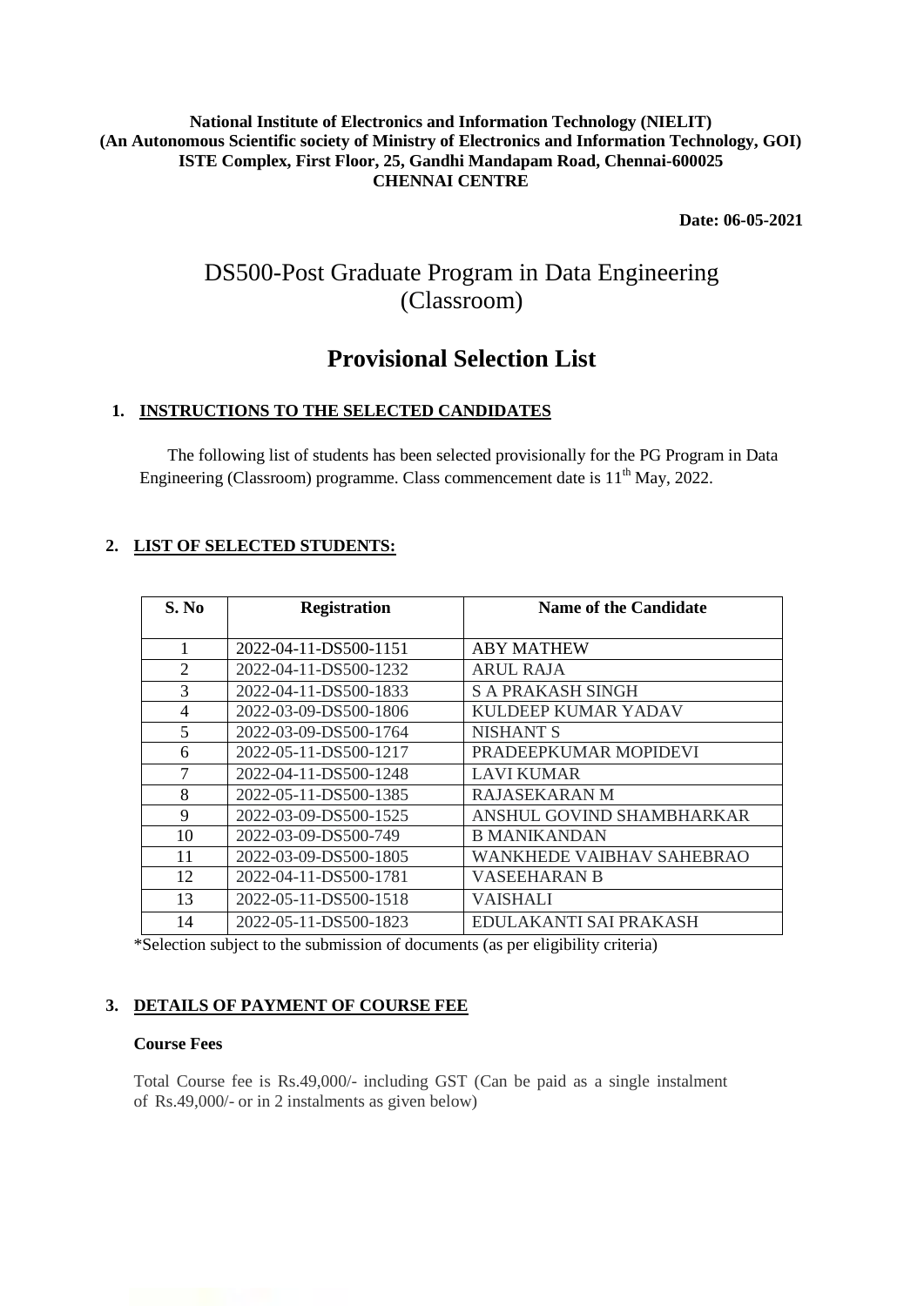**National Institute of Electronics and Information Technology (NIELIT)**
**(An Autonomous Scientific society of Ministry of Electronics and Information Technology, GOI)**
**ISTE Complex, First Floor, 25, Gandhi Mandapam Road, Chennai-600025**
**CHENNAI CENTRE**

**Date: 06-05-2021**

# DS500-Post Graduate Program in Data Engineering (Classroom)

# Provisional Selection List

## 1. INSTRUCTIONS TO THE SELECTED CANDIDATES

The following list of students has been selected provisionally for the PG Program in Data Engineering (Classroom) programme. Class commencement date is 11th May, 2022.

## 2. LIST OF SELECTED STUDENTS:

| S. No | Registration | Name of the Candidate |
|---|---|---|
| 1 | 2022-04-11-DS500-1151 | ABY MATHEW |
| 2 | 2022-04-11-DS500-1232 | ARUL RAJA |
| 3 | 2022-04-11-DS500-1833 | S A PRAKASH SINGH |
| 4 | 2022-03-09-DS500-1806 | KULDEEP KUMAR YADAV |
| 5 | 2022-03-09-DS500-1764 | NISHANT S |
| 6 | 2022-05-11-DS500-1217 | PRADEEPKUMAR MOPIDEVI |
| 7 | 2022-04-11-DS500-1248 | LAVI KUMAR |
| 8 | 2022-05-11-DS500-1385 | RAJASEKARAN M |
| 9 | 2022-03-09-DS500-1525 | ANSHUL GOVIND SHAMBHARKAR |
| 10 | 2022-03-09-DS500-749 | B MANIKANDAN |
| 11 | 2022-03-09-DS500-1805 | WANKHEDE VAIBHAV SAHEBRAO |
| 12 | 2022-04-11-DS500-1781 | VASEEHARAN B |
| 13 | 2022-05-11-DS500-1518 | VAISHALI |
| 14 | 2022-05-11-DS500-1823 | EDULAKANTI SAI PRAKASH |

*Selection subject to the submission of documents (as per eligibility criteria)

## 3. DETAILS OF PAYMENT OF COURSE FEE

**Course Fees**

Total Course fee is Rs.49,000/- including GST (Can be paid as a single instalment of Rs.49,000/- or in 2 instalments as given below)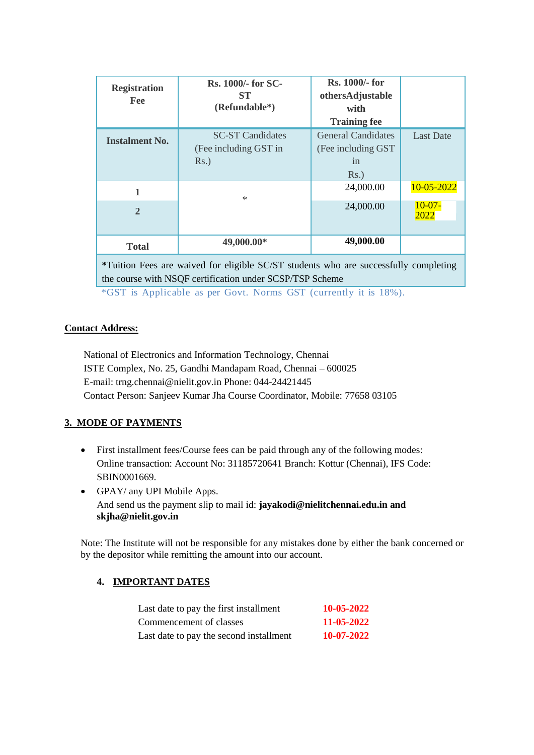| Registration Fee | Rs. 1000/- for SC-ST (Refundable*) | Rs. 1000/- for othersAdjustable with Training fee | |
|---|---|---|---|
| **Instalment No.** | SC-ST Candidates (Fee including GST in Rs.) | General Candidates (Fee including GST in Rs.) | Last Date |
| **1** | * | 24,000.00 | 10-05-2022 |
| **2** | | 24,000.00 | 10-07-2022 |
| **Total** | **49,000.00*** | **49,000.00** | |
| ***Tuition Fees are waived for eligible SC/ST students who are successfully completing the course with NSQF certification under SCSP/TSP Scheme** | | | |

*GST is Applicable as per Govt. Norms GST (currently it is 18%).

**Contact Address:**

National of Electronics and Information Technology, Chennai
ISTE Complex, No. 25, Gandhi Mandapam Road, Chennai – 600025
E-mail: trng.chennai@nielit.gov.in Phone: 044-24421445
Contact Person: Sanjeev Kumar Jha Course Coordinator, Mobile: 77658 03105

## 3. MODE OF PAYMENTS

- First installment fees/Course fees can be paid through any of the following modes:
  Online transaction: Account No: 31185720641 Branch: Kottur (Chennai), IFS Code: SBIN0001669.
- GPAY/ any UPI Mobile Apps.
  And send us the payment slip to mail id: **jayakodi@nielitchennai.edu.in and skjha@nielit.gov.in**

Note: The Institute will not be responsible for any mistakes done by either the bank concerned or by the depositor while remitting the amount into our account.

## 4. IMPORTANT DATES

| | |
|---|---|
| Last date to pay the first installment | **10-05-2022** |
| Commencement of classes | **11-05-2022** |
| Last date to pay the second installment | **10-07-2022** |